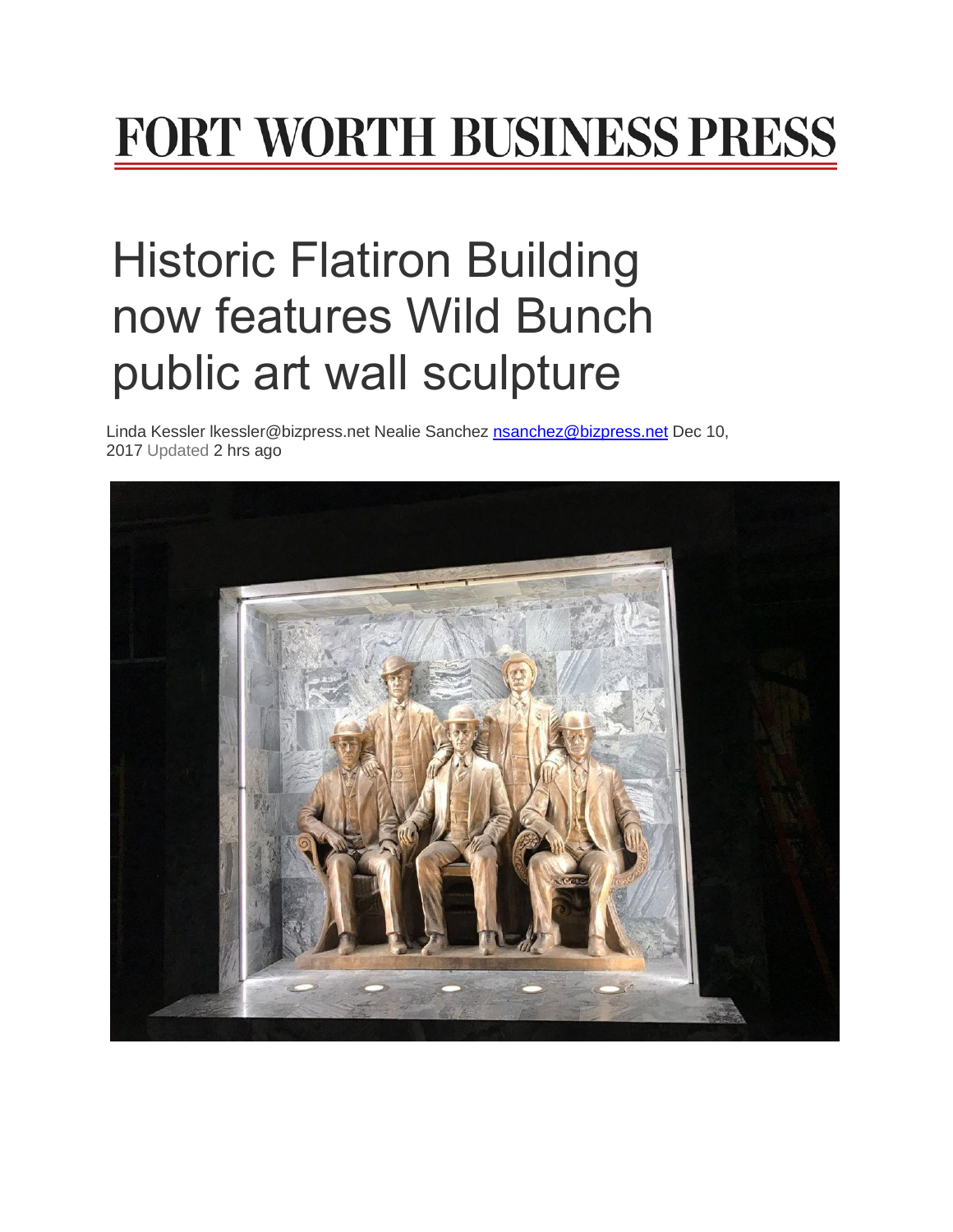# FORT WORTH BUSINESS PRESS

# Historic Flatiron Building now features Wild Bunch public art wall sculpture

Linda Kessler lkessler@bizpress.net Nealie Sanchez nsanchez@bizpress.net Dec 10, 2017 Updated 2 hrs ago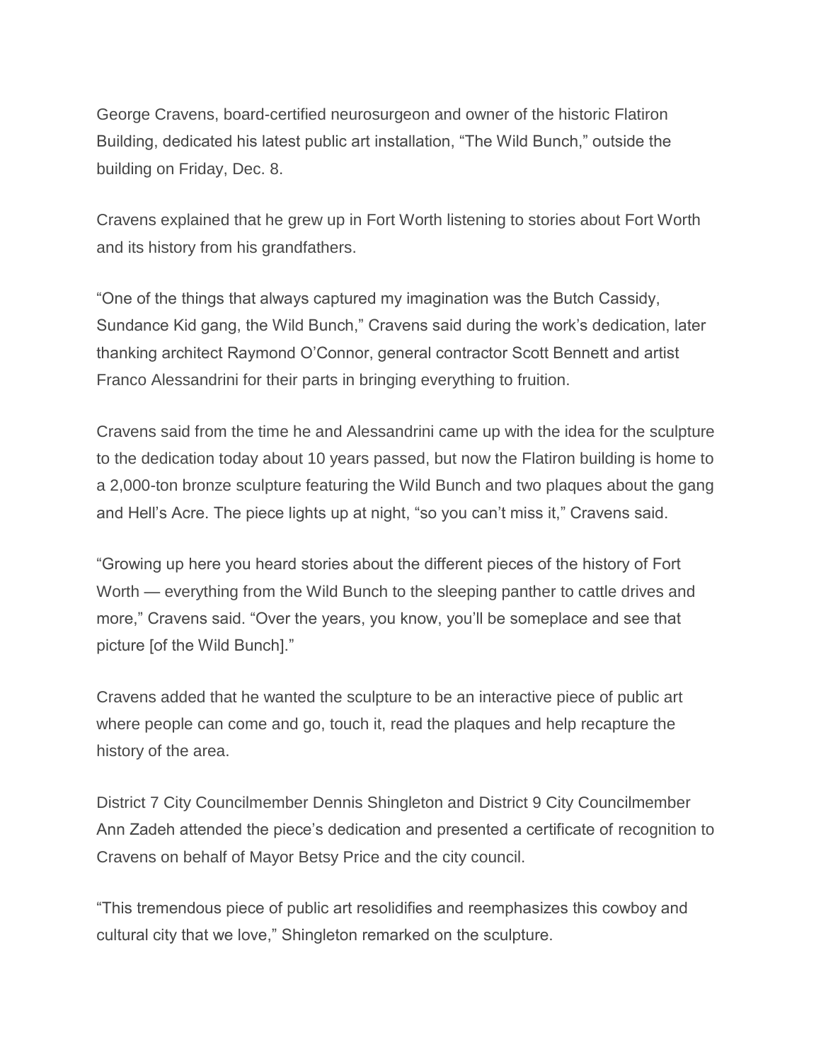George Cravens, board-certified neurosurgeon and owner of the historic Flatiron Building, dedicated his latest public art installation, "The Wild Bunch," outside the building on Friday, Dec. 8.

Cravens explained that he grew up in Fort Worth listening to stories about Fort Worth and its history from his grandfathers.

"One of the things that always captured my imagination was the Butch Cassidy, Sundance Kid gang, the Wild Bunch," Cravens said during the work's dedication, later thanking architect Raymond O'Connor, general contractor Scott Bennett and artist Franco Alessandrini for their parts in bringing everything to fruition.

Cravens said from the time he and Alessandrini came up with the idea for the sculpture to the dedication today about 10 years passed, but now the Flatiron building is home to a 2,000-ton bronze sculpture featuring the Wild Bunch and two plaques about the gang and Hell's Acre. The piece lights up at night, "so you can't miss it," Cravens said.

"Growing up here you heard stories about the different pieces of the history of Fort Worth — everything from the Wild Bunch to the sleeping panther to cattle drives and more," Cravens said. "Over the years, you know, you'll be someplace and see that picture [of the Wild Bunch]."

Cravens added that he wanted the sculpture to be an interactive piece of public art where people can come and go, touch it, read the plaques and help recapture the history of the area.

District 7 City Councilmember Dennis Shingleton and District 9 City Councilmember Ann Zadeh attended the piece's dedication and presented a certificate of recognition to Cravens on behalf of Mayor Betsy Price and the city council.

"This tremendous piece of public art resolidifies and reemphasizes this cowboy and cultural city that we love," Shingleton remarked on the sculpture.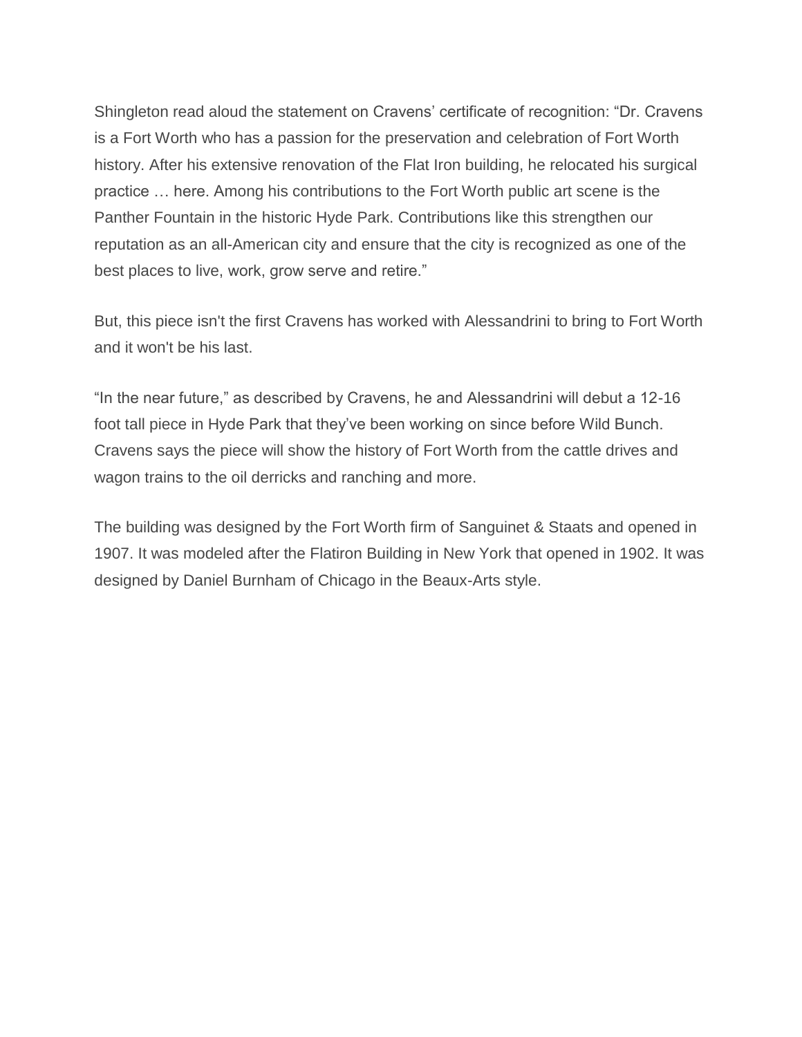Shingleton read aloud the statement on Cravens' certificate of recognition: "Dr. Cravens is a Fort Worth who has a passion for the preservation and celebration of Fort Worth history. After his extensive renovation of the Flat Iron building, he relocated his surgical practice … here. Among his contributions to the Fort Worth public art scene is the Panther Fountain in the historic Hyde Park. Contributions like this strengthen our reputation as an all-American city and ensure that the city is recognized as one of the best places to live, work, grow serve and retire."

But, this piece isn't the first Cravens has worked with Alessandrini to bring to Fort Worth and it won't be his last.

"In the near future," as described by Cravens, he and Alessandrini will debut a 12-16 foot tall piece in Hyde Park that they've been working on since before Wild Bunch. Cravens says the piece will show the history of Fort Worth from the cattle drives and wagon trains to the oil derricks and ranching and more.

The building was designed by the Fort Worth firm of Sanguinet & Staats and opened in 1907. It was modeled after the Flatiron Building in New York that opened in 1902. It was designed by Daniel Burnham of Chicago in the Beaux-Arts style.